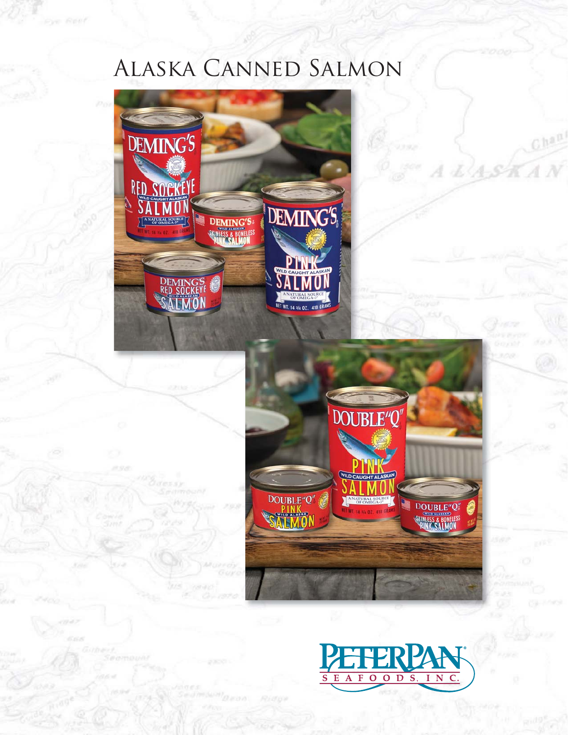# Alaska Canned Salmon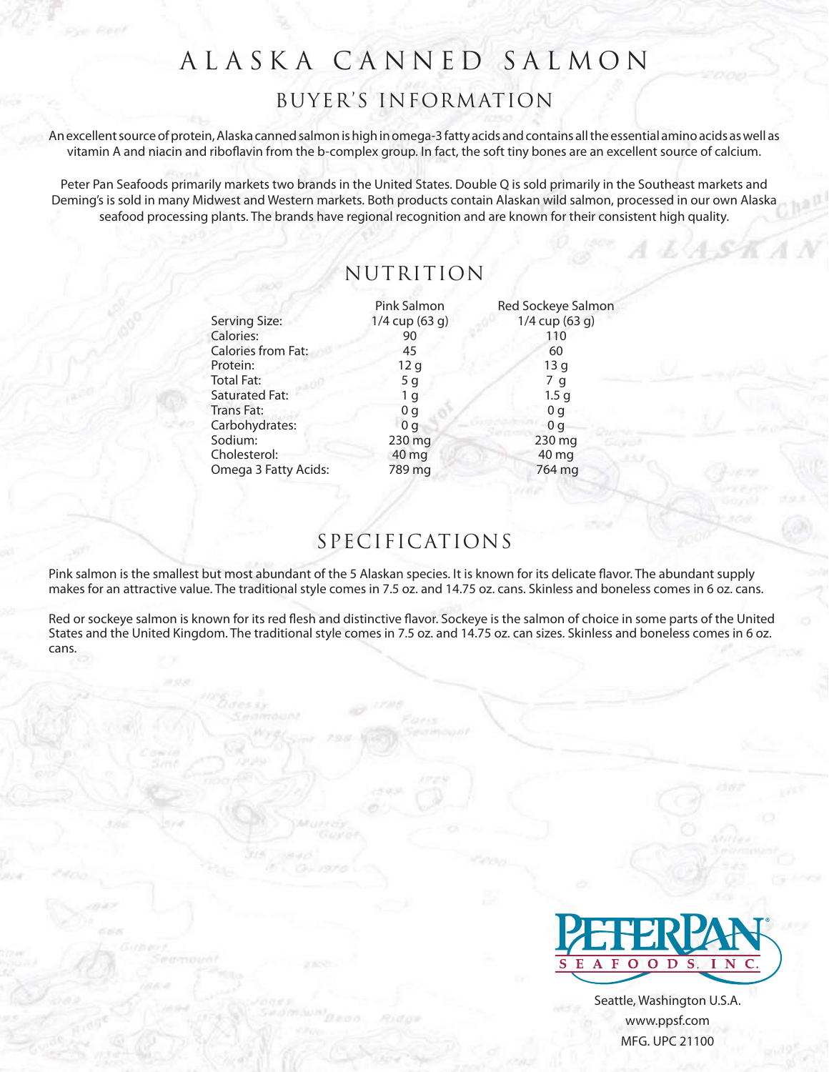# ALASKA CANNED SALMON

## BUYER'S INFORMATION

An excellent source of protein, Alaska canned salmon is high in omega-3 fatty acids and contains all the essential amino acids as well as vitamin A and niacin and riboflavin from the b-complex group. In fact, the soft tiny bones are an excellent source of calcium.

Peter Pan Seafoods primarily markets two brands in the United States. Double Q is sold primarily in the Southeast markets and Deming's is sold in many Midwest and Western markets. Both products contain Alaskan wild salmon, processed in our own Alaska seafood processing plants. The brands have regional recognition and are known for their consistent high quality.

## NUTRITION

| | Pink Salmon | Red Sockeye Salmon |
|---|---|---|
| Serving Size: | 1/4 cup (63 g) | 1/4 cup (63 g) |
| Calories: | 90 | 110 |
| Calories from Fat: | 45 | 60 |
| Protein: | 12 g | 13 g |
| Total Fat: | 5 g | 7 g |
| Saturated Fat: | 1 g | 1.5 g |
| Trans Fat: | 0 g | 0 g |
| Carbohydrates: | 0 g | 0 g |
| Sodium: | 230 mg | 230 mg |
| Cholesterol: | 40 mg | 40 mg |
| Omega 3 Fatty Acids: | 789 mg | 764 mg |

## SPECIFICATIONS

Pink salmon is the smallest but most abundant of the 5 Alaskan species. It is known for its delicate flavor. The abundant supply makes for an attractive value. The traditional style comes in 7.5 oz. and 14.75 oz. cans. Skinless and boneless comes in 6 oz. cans.

Red or sockeye salmon is known for its red flesh and distinctive flavor. Sockeye is the salmon of choice in some parts of the United States and the United Kingdom. The traditional style comes in 7.5 oz. and 14.75 oz. can sizes. Skinless and boneless comes in 6 oz. cans.

PETERPAN® SEAFOODS, INC.

Seattle, Washington U.S.A.
www.ppsf.com
MFG. UPC 21100